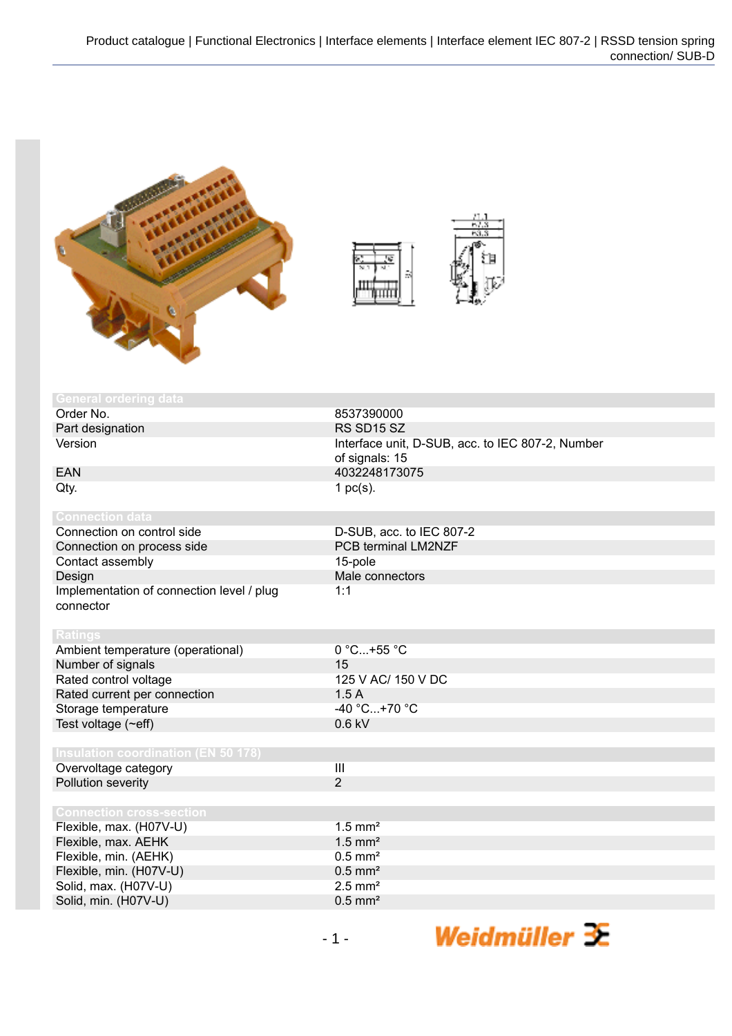| General ordering data | |
|---|---|
| Order No. | 8537390000 |
| Part designation | RS SD15 SZ |
| Version | Interface unit, D-SUB, acc. to IEC 807-2, Number of signals: 15 |
| EAN | 4032248173075 |
| Qty. | 1 pc(s). |

| Connection data | |
|---|---|
| Connection on control side | D-SUB, acc. to IEC 807-2 |
| Connection on process side | PCB terminal LM2NZF |
| Contact assembly | 15-pole |
| Design | Male connectors |
| Implementation of connection level / plug connector | 1:1 |

| Ratings | |
|---|---|
| Ambient temperature (operational) | 0 °C...+55 °C |
| Number of signals | 15 |
| Rated control voltage | 125 V AC/ 150 V DC |
| Rated current per connection | 1.5 A |
| Storage temperature | -40 °C...+70 °C |
| Test voltage (~eff) | 0.6 kV |

| Insulation coordination (EN 50 178) | |
|---|---|
| Overvoltage category | III |
| Pollution severity | 2 |

| Connection cross-section | |
|---|---|
| Flexible, max. (H07V-U) | 1.5 mm² |
| Flexible, max. AEHK | 1.5 mm² |
| Flexible, min. (AEHK) | 0.5 mm² |
| Flexible, min. (H07V-U) | 0.5 mm² |
| Solid, max. (H07V-U) | 2.5 mm² |
| Solid, min. (H07V-U) | 0.5 mm² |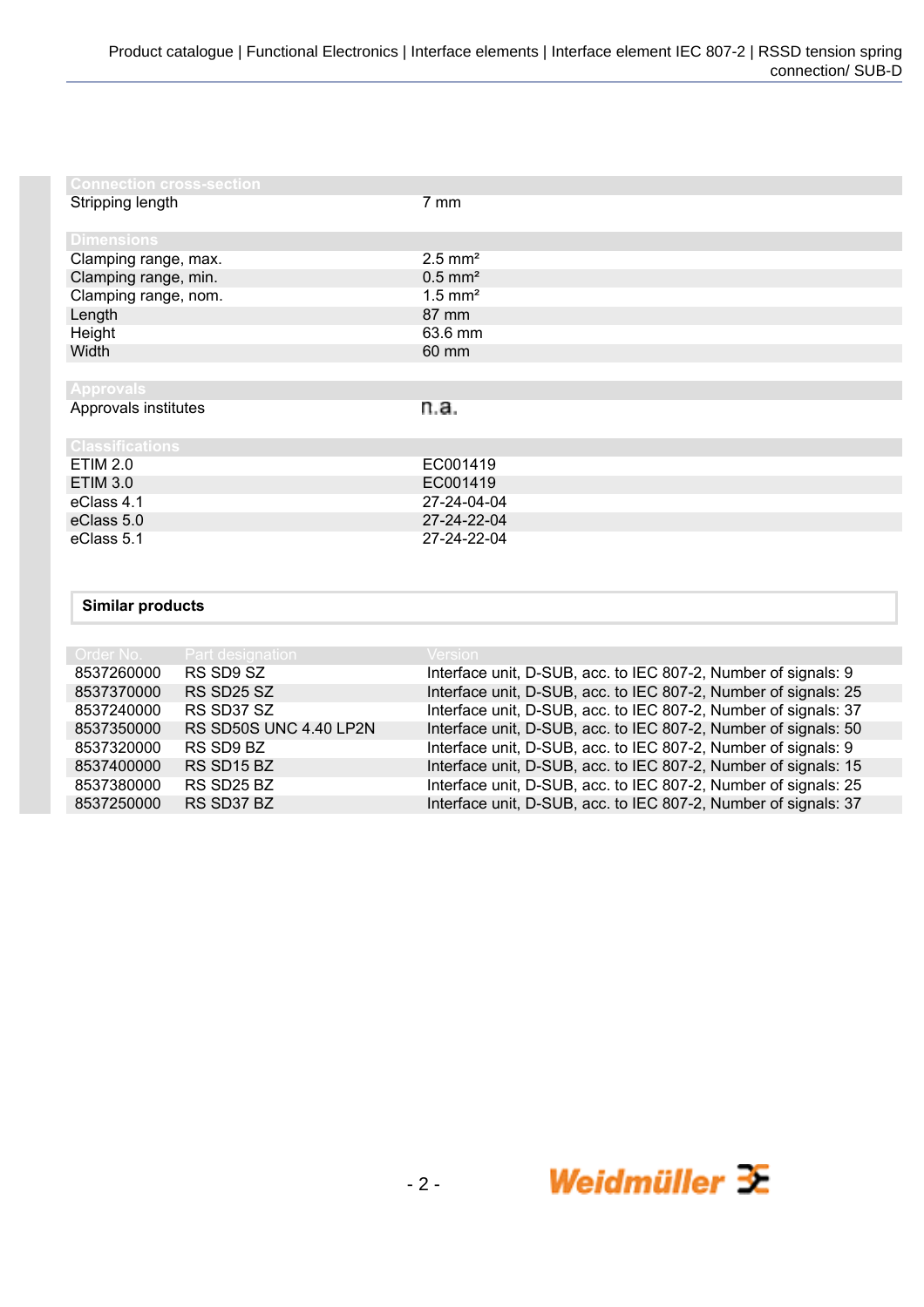| Connection cross-section | |
| --- | --- |
| Stripping length | 7 mm |

| Dimensions | |
| --- | --- |
| Clamping range, max. | 2.5 mm² |
| Clamping range, min. | 0.5 mm² |
| Clamping range, nom. | 1.5 mm² |
| Length | 87 mm |
| Height | 63.6 mm |
| Width | 60 mm |

| Approvals | |
| --- | --- |
| Approvals institutes | n.a. |

| Classifications | |
| --- | --- |
| ETIM 2.0 | EC001419 |
| ETIM 3.0 | EC001419 |
| eClass 4.1 | 27-24-04-04 |
| eClass 5.0 | 27-24-22-04 |
| eClass 5.1 | 27-24-22-04 |

**Similar products**

| Order No. | Part designation | Version |
| --- | --- | --- |
| 8537260000 | RS SD9 SZ | Interface unit, D-SUB, acc. to IEC 807-2, Number of signals: 9 |
| 8537370000 | RS SD25 SZ | Interface unit, D-SUB, acc. to IEC 807-2, Number of signals: 25 |
| 8537240000 | RS SD37 SZ | Interface unit, D-SUB, acc. to IEC 807-2, Number of signals: 37 |
| 8537350000 | RS SD50S UNC 4.40 LP2N | Interface unit, D-SUB, acc. to IEC 807-2, Number of signals: 50 |
| 8537320000 | RS SD9 BZ | Interface unit, D-SUB, acc. to IEC 807-2, Number of signals: 9 |
| 8537400000 | RS SD15 BZ | Interface unit, D-SUB, acc. to IEC 807-2, Number of signals: 15 |
| 8537380000 | RS SD25 BZ | Interface unit, D-SUB, acc. to IEC 807-2, Number of signals: 25 |
| 8537250000 | RS SD37 BZ | Interface unit, D-SUB, acc. to IEC 807-2, Number of signals: 37 |